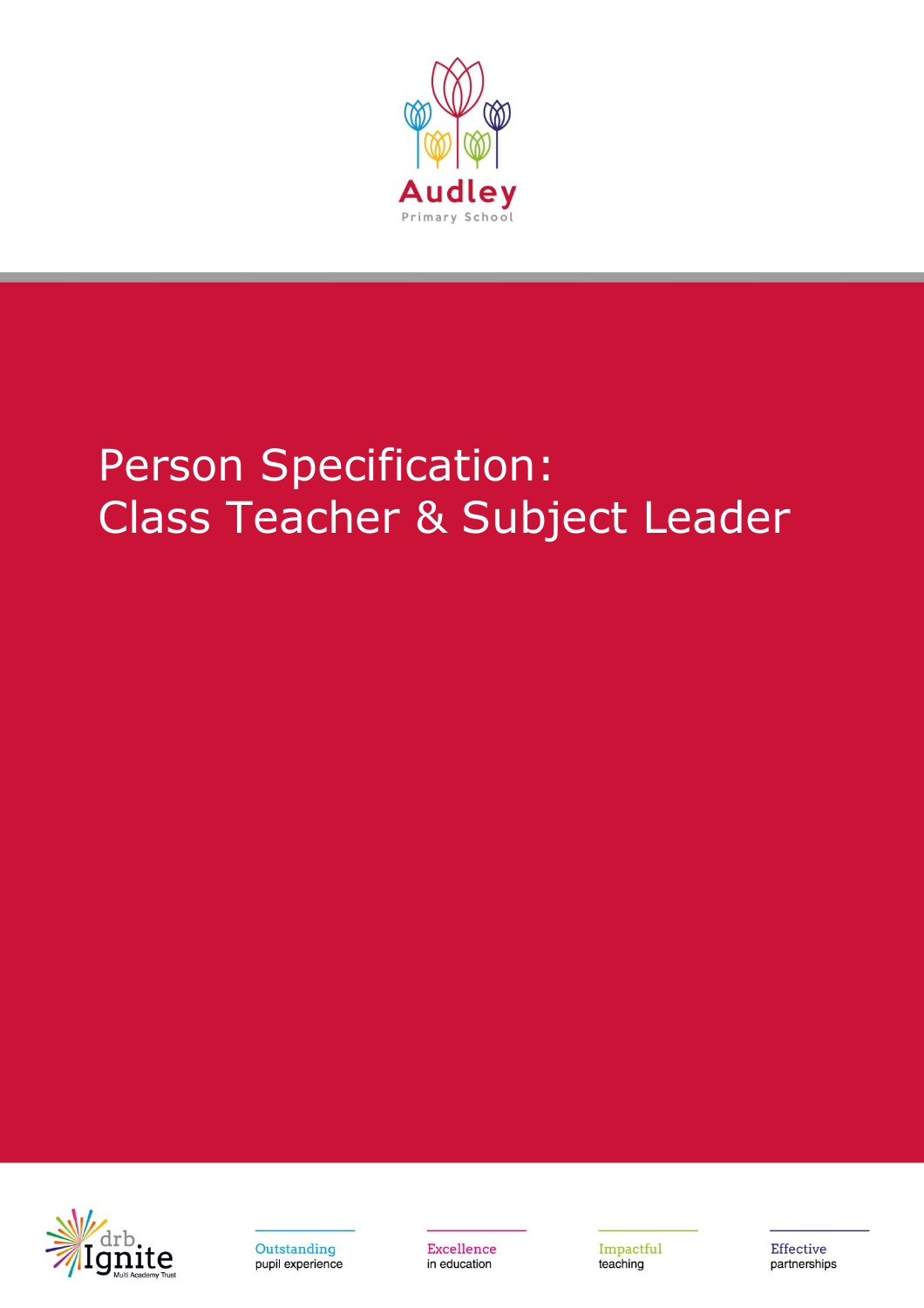Audley

Primary School

# Person Specification:
# Class Teacher & Subject Leader

drb Ignite Multi Academy Trust

Outstanding pupil experience

Excellence in education

Impactful teaching

Effective partnerships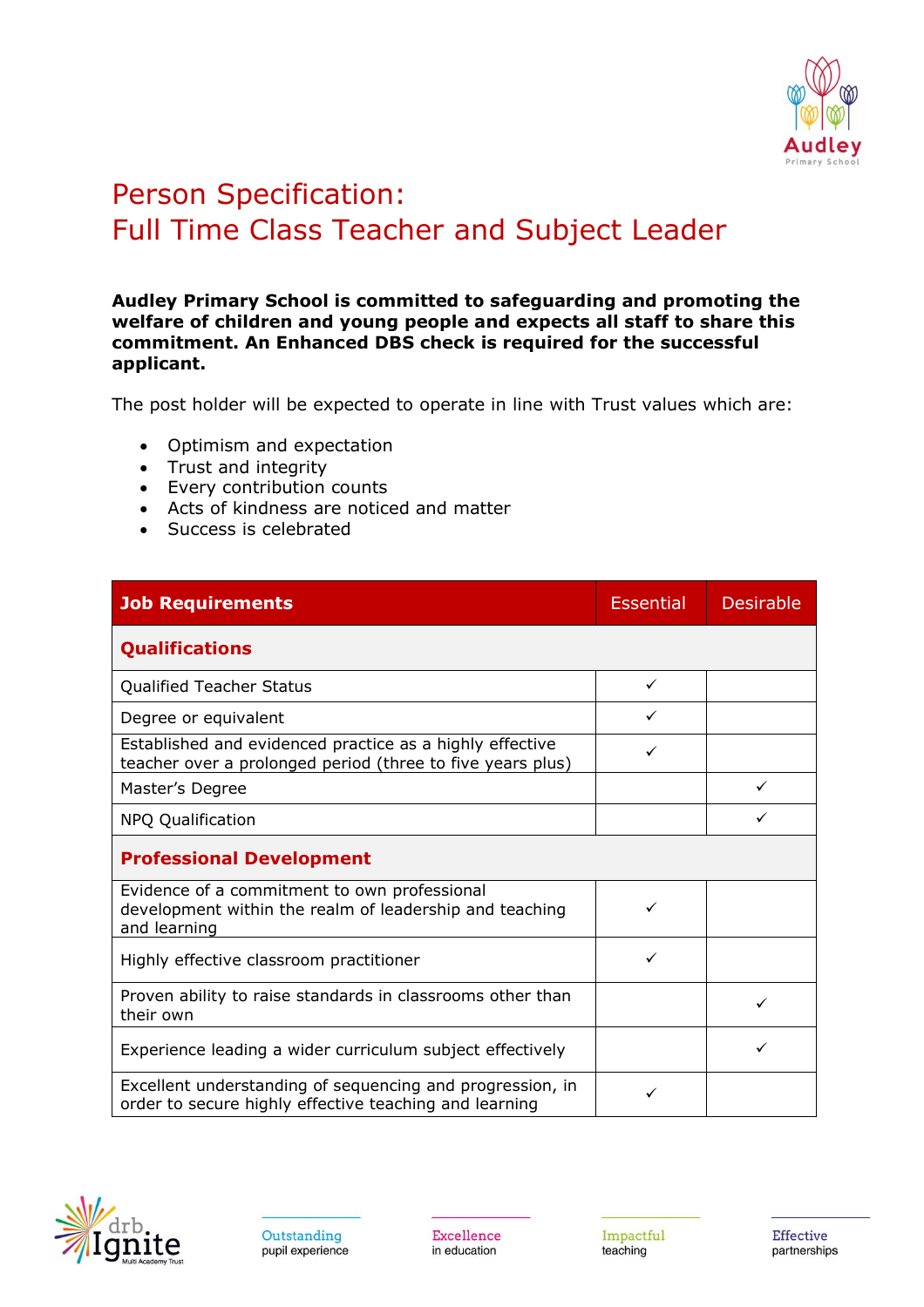# Person Specification:
# Full Time Class Teacher and Subject Leader

**Audley Primary School is committed to safeguarding and promoting the welfare of children and young people and expects all staff to share this commitment. An Enhanced DBS check is required for the successful applicant.**

The post holder will be expected to operate in line with Trust values which are:

- Optimism and expectation
- Trust and integrity
- Every contribution counts
- Acts of kindness are noticed and matter
- Success is celebrated

| Job Requirements | Essential | Desirable |
|---|---|---|
| **Qualifications** | | |
| Qualified Teacher Status | ✓ | |
| Degree or equivalent | ✓ | |
| Established and evidenced practice as a highly effective teacher over a prolonged period (three to five years plus) | ✓ | |
| Master's Degree | | ✓ |
| NPQ Qualification | | ✓ |
| **Professional Development** | | |
| Evidence of a commitment to own professional development within the realm of leadership and teaching and learning | ✓ | |
| Highly effective classroom practitioner | ✓ | |
| Proven ability to raise standards in classrooms other than their own | | ✓ |
| Experience leading a wider curriculum subject effectively | | ✓ |
| Excellent understanding of sequencing and progression, in order to secure highly effective teaching and learning | ✓ | |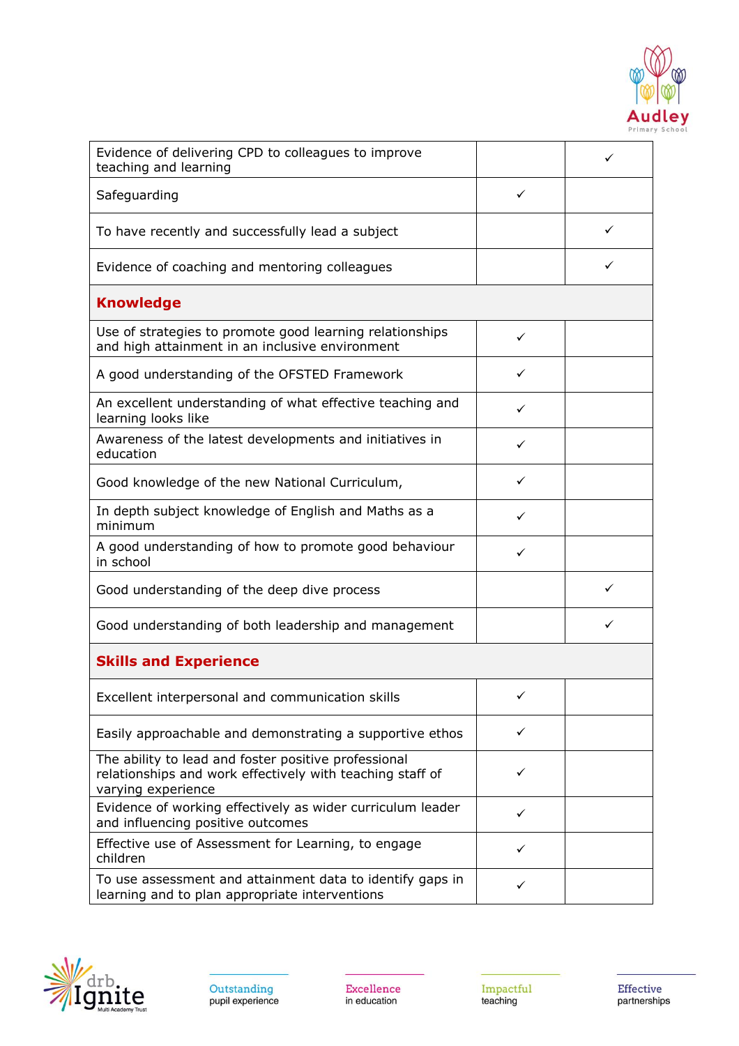| | | |
|---|---|---|
| Evidence of delivering CPD to colleagues to improve teaching and learning | | ✓ |
| Safeguarding | ✓ | |
| To have recently and successfully lead a subject | | ✓ |
| Evidence of coaching and mentoring colleagues | | ✓ |
| **Knowledge** | | |
| Use of strategies to promote good learning relationships and high attainment in an inclusive environment | ✓ | |
| A good understanding of the OFSTED Framework | ✓ | |
| An excellent understanding of what effective teaching and learning looks like | ✓ | |
| Awareness of the latest developments and initiatives in education | ✓ | |
| Good knowledge of the new National Curriculum, | ✓ | |
| In depth subject knowledge of English and Maths as a minimum | ✓ | |
| A good understanding of how to promote good behaviour in school | ✓ | |
| Good understanding of the deep dive process | | ✓ |
| Good understanding of both leadership and management | | ✓ |
| **Skills and Experience** | | |
| Excellent interpersonal and communication skills | ✓ | |
| Easily approachable and demonstrating a supportive ethos | ✓ | |
| The ability to lead and foster positive professional relationships and work effectively with teaching staff of varying experience | ✓ | |
| Evidence of working effectively as wider curriculum leader and influencing positive outcomes | ✓ | |
| Effective use of Assessment for Learning, to engage children | ✓ | |
| To use assessment and attainment data to identify gaps in learning and to plan appropriate interventions | ✓ | |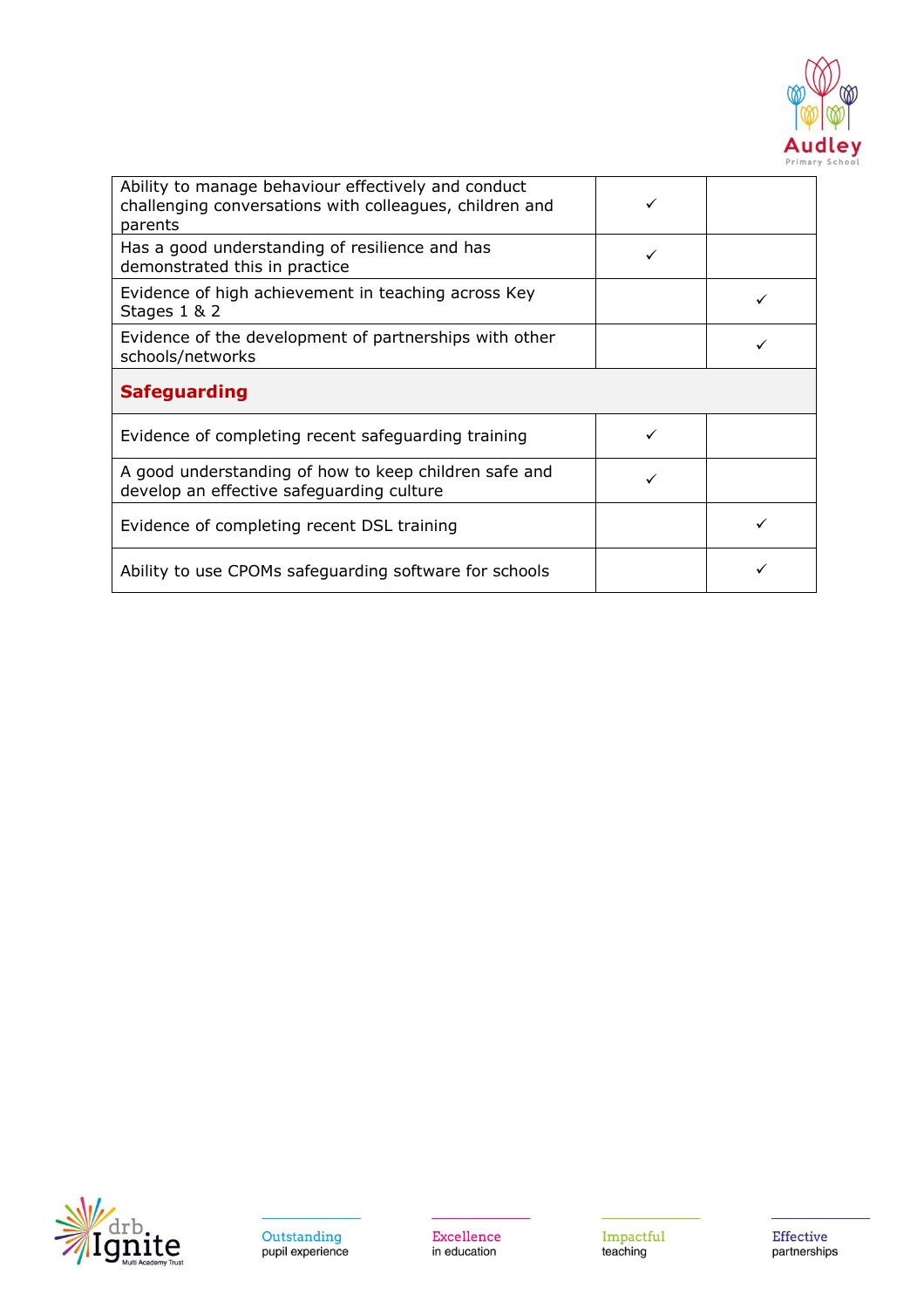| | | |
|---|---|---|
| Ability to manage behaviour effectively and conduct challenging conversations with colleagues, children and parents | ✓ | |
| Has a good understanding of resilience and has demonstrated this in practice | ✓ | |
| Evidence of high achievement in teaching across Key Stages 1 & 2 | | ✓ |
| Evidence of the development of partnerships with other schools/networks | | ✓ |
| **Safeguarding** | | |
| Evidence of completing recent safeguarding training | ✓ | |
| A good understanding of how to keep children safe and develop an effective safeguarding culture | ✓ | |
| Evidence of completing recent DSL training | | ✓ |
| Ability to use CPOMs safeguarding software for schools | | ✓ |